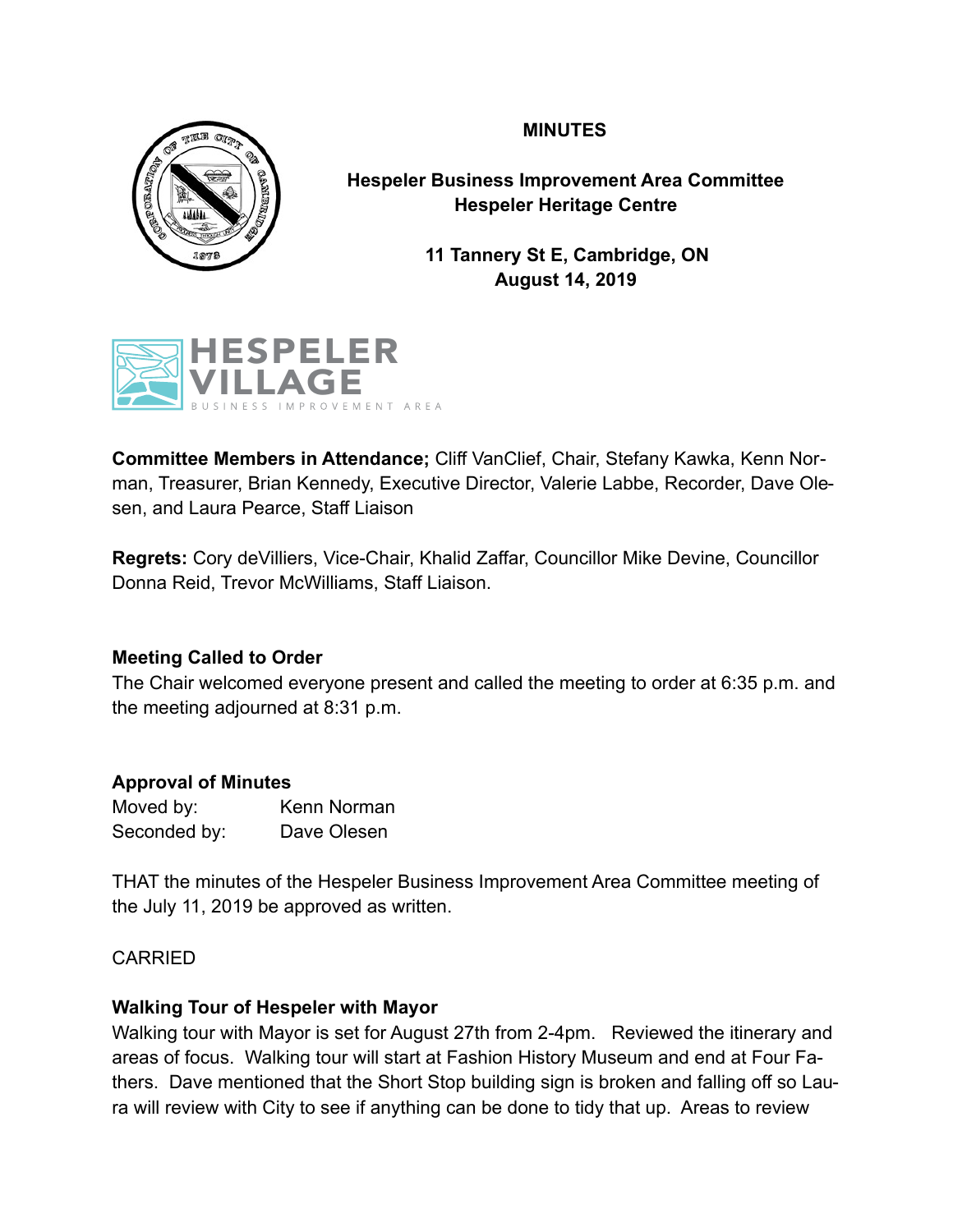# MINUTES

## Hespeler Business Improvement Area Committee
## Hespeler Heritage Centre

**11 Tannery St E, Cambridge, ON**
**August 14, 2019**

**Committee Members in Attendance;** Cliff VanClief, Chair, Stefany Kawka, Kenn Norman, Treasurer, Brian Kennedy, Executive Director, Valerie Labbe, Recorder, Dave Olesen, and Laura Pearce, Staff Liaison

**Regrets:** Cory deVilliers, Vice-Chair, Khalid Zaffar, Councillor Mike Devine, Councillor Donna Reid, Trevor McWilliams, Staff Liaison.

### Meeting Called to Order

The Chair welcomed everyone present and called the meeting to order at 6:35 p.m. and the meeting adjourned at 8:31 p.m.

### Approval of Minutes

Moved by: Kenn Norman
Seconded by: Dave Olesen

THAT the minutes of the Hespeler Business Improvement Area Committee meeting of the July 11, 2019 be approved as written.

CARRIED

### Walking Tour of Hespeler with Mayor

Walking tour with Mayor is set for August 27th from 2-4pm. Reviewed the itinerary and areas of focus. Walking tour will start at Fashion History Museum and end at Four Fathers. Dave mentioned that the Short Stop building sign is broken and falling off so Laura will review with City to see if anything can be done to tidy that up. Areas to review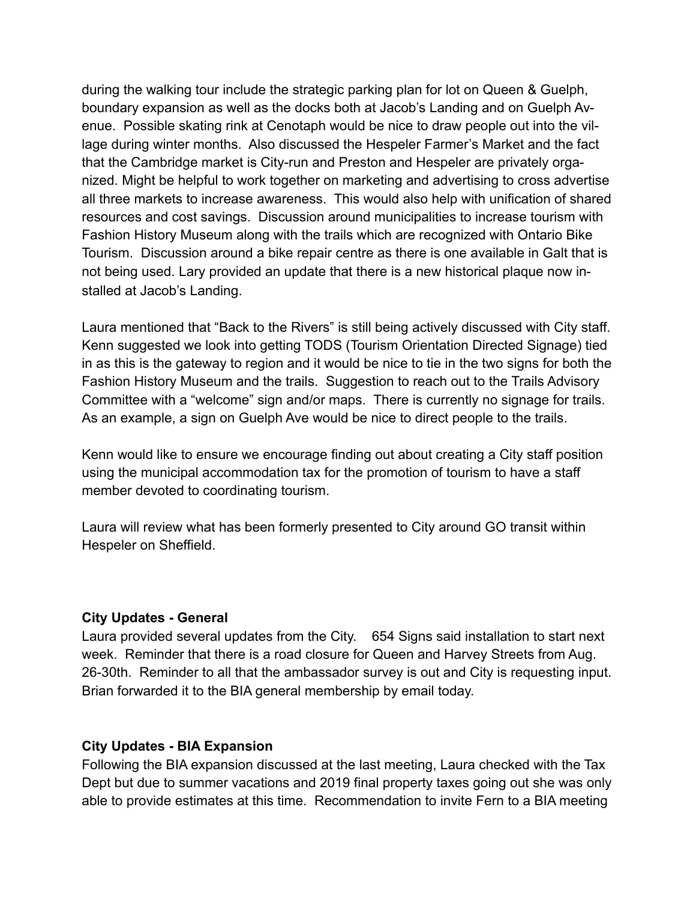during the walking tour include the strategic parking plan for lot on Queen & Guelph, boundary expansion as well as the docks both at Jacob's Landing and on Guelph Avenue. Possible skating rink at Cenotaph would be nice to draw people out into the village during winter months. Also discussed the Hespeler Farmer's Market and the fact that the Cambridge market is City-run and Preston and Hespeler are privately organized. Might be helpful to work together on marketing and advertising to cross advertise all three markets to increase awareness. This would also help with unification of shared resources and cost savings. Discussion around municipalities to increase tourism with Fashion History Museum along with the trails which are recognized with Ontario Bike Tourism. Discussion around a bike repair centre as there is one available in Galt that is not being used. Lary provided an update that there is a new historical plaque now installed at Jacob's Landing.

Laura mentioned that "Back to the Rivers" is still being actively discussed with City staff. Kenn suggested we look into getting TODS (Tourism Orientation Directed Signage) tied in as this is the gateway to region and it would be nice to tie in the two signs for both the Fashion History Museum and the trails. Suggestion to reach out to the Trails Advisory Committee with a "welcome" sign and/or maps. There is currently no signage for trails. As an example, a sign on Guelph Ave would be nice to direct people to the trails.

Kenn would like to ensure we encourage finding out about creating a City staff position using the municipal accommodation tax for the promotion of tourism to have a staff member devoted to coordinating tourism.

Laura will review what has been formerly presented to City around GO transit within Hespeler on Sheffield.

**City Updates - General**

Laura provided several updates from the City. 654 Signs said installation to start next week. Reminder that there is a road closure for Queen and Harvey Streets from Aug. 26-30th. Reminder to all that the ambassador survey is out and City is requesting input. Brian forwarded it to the BIA general membership by email today.

**City Updates - BIA Expansion**

Following the BIA expansion discussed at the last meeting, Laura checked with the Tax Dept but due to summer vacations and 2019 final property taxes going out she was only able to provide estimates at this time. Recommendation to invite Fern to a BIA meeting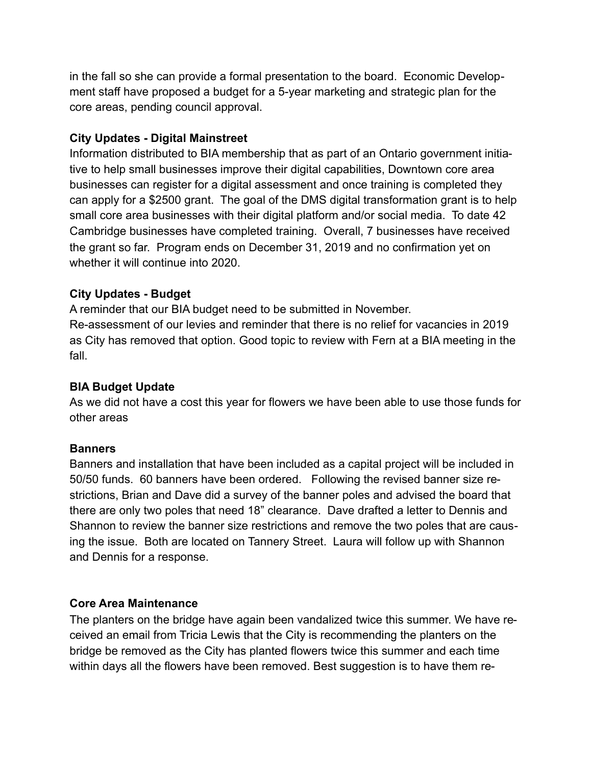in the fall so she can provide a formal presentation to the board. Economic Development staff have proposed a budget for a 5-year marketing and strategic plan for the core areas, pending council approval.

**City Updates - Digital Mainstreet**

Information distributed to BIA membership that as part of an Ontario government initiative to help small businesses improve their digital capabilities, Downtown core area businesses can register for a digital assessment and once training is completed they can apply for a $2500 grant. The goal of the DMS digital transformation grant is to help small core area businesses with their digital platform and/or social media. To date 42 Cambridge businesses have completed training. Overall, 7 businesses have received the grant so far. Program ends on December 31, 2019 and no confirmation yet on whether it will continue into 2020.

**City Updates - Budget**

A reminder that our BIA budget need to be submitted in November.
Re-assessment of our levies and reminder that there is no relief for vacancies in 2019 as City has removed that option. Good topic to review with Fern at a BIA meeting in the fall.

**BIA Budget Update**

As we did not have a cost this year for flowers we have been able to use those funds for other areas

**Banners**

Banners and installation that have been included as a capital project will be included in 50/50 funds. 60 banners have been ordered. Following the revised banner size restrictions, Brian and Dave did a survey of the banner poles and advised the board that there are only two poles that need 18" clearance. Dave drafted a letter to Dennis and Shannon to review the banner size restrictions and remove the two poles that are causing the issue. Both are located on Tannery Street. Laura will follow up with Shannon and Dennis for a response.

**Core Area Maintenance**

The planters on the bridge have again been vandalized twice this summer. We have received an email from Tricia Lewis that the City is recommending the planters on the bridge be removed as the City has planted flowers twice this summer and each time within days all the flowers have been removed. Best suggestion is to have them re-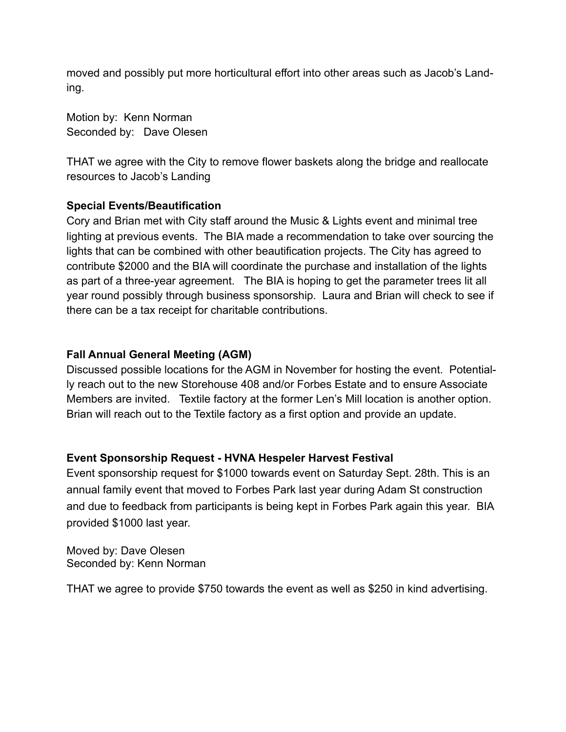moved and possibly put more horticultural effort into other areas such as Jacob's Landing.

Motion by: Kenn Norman
Seconded by: Dave Olesen

THAT we agree with the City to remove flower baskets along the bridge and reallocate resources to Jacob's Landing

**Special Events/Beautification**
Cory and Brian met with City staff around the Music & Lights event and minimal tree lighting at previous events. The BIA made a recommendation to take over sourcing the lights that can be combined with other beautification projects. The City has agreed to contribute $2000 and the BIA will coordinate the purchase and installation of the lights as part of a three-year agreement. The BIA is hoping to get the parameter trees lit all year round possibly through business sponsorship. Laura and Brian will check to see if there can be a tax receipt for charitable contributions.

**Fall Annual General Meeting (AGM)**
Discussed possible locations for the AGM in November for hosting the event. Potentially reach out to the new Storehouse 408 and/or Forbes Estate and to ensure Associate Members are invited. Textile factory at the former Len's Mill location is another option. Brian will reach out to the Textile factory as a first option and provide an update.

**Event Sponsorship Request - HVNA Hespeler Harvest Festival**
Event sponsorship request for $1000 towards event on Saturday Sept. 28th. This is an annual family event that moved to Forbes Park last year during Adam St construction and due to feedback from participants is being kept in Forbes Park again this year. BIA provided $1000 last year.

Moved by: Dave Olesen
Seconded by: Kenn Norman

THAT we agree to provide $750 towards the event as well as $250 in kind advertising.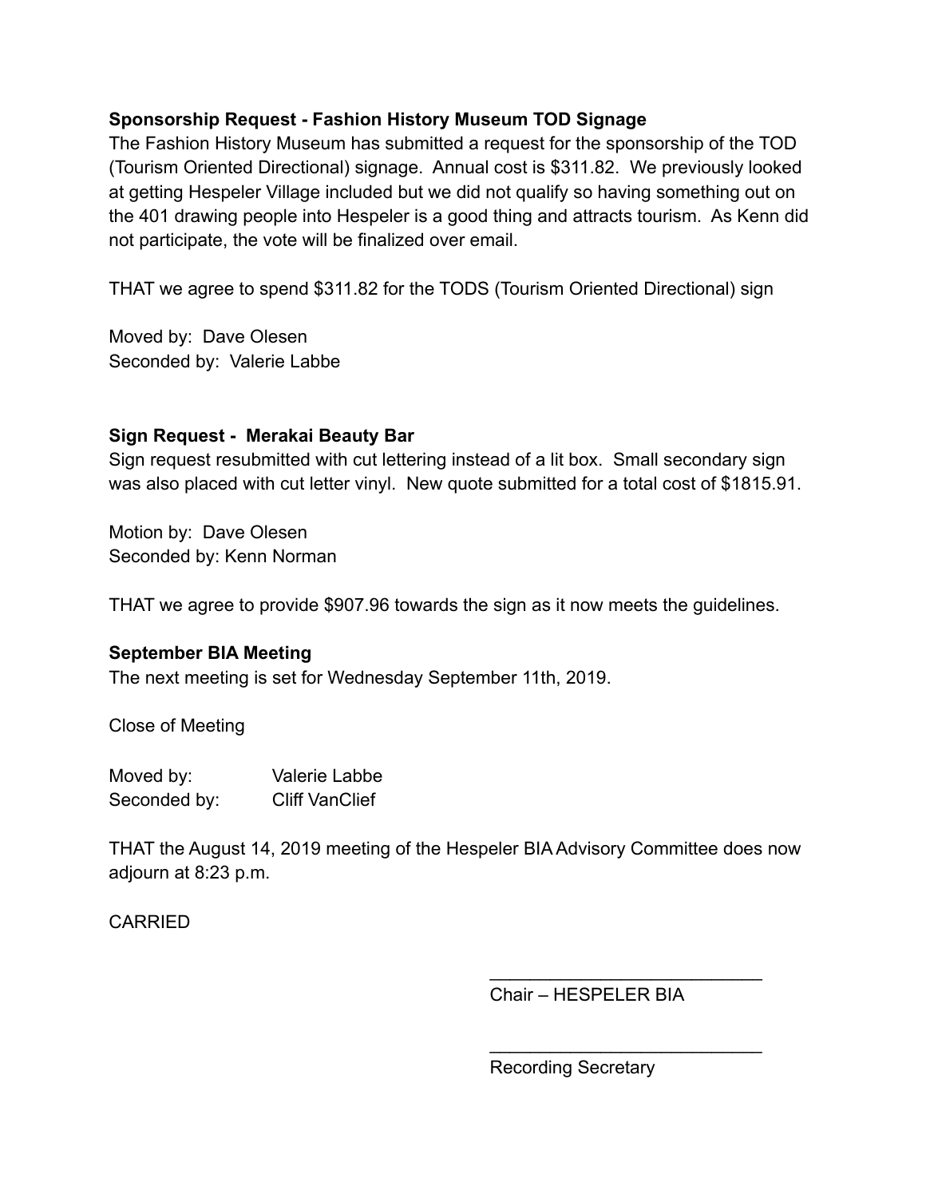**Sponsorship Request - Fashion History Museum TOD Signage**

The Fashion History Museum has submitted a request for the sponsorship of the TOD (Tourism Oriented Directional) signage. Annual cost is $311.82. We previously looked at getting Hespeler Village included but we did not qualify so having something out on the 401 drawing people into Hespeler is a good thing and attracts tourism. As Kenn did not participate, the vote will be finalized over email.

THAT we agree to spend $311.82 for the TODS (Tourism Oriented Directional) sign

Moved by: Dave Olesen
Seconded by: Valerie Labbe

**Sign Request - Merakai Beauty Bar**

Sign request resubmitted with cut lettering instead of a lit box. Small secondary sign was also placed with cut letter vinyl. New quote submitted for a total cost of $1815.91.

Motion by: Dave Olesen
Seconded by: Kenn Norman

THAT we agree to provide $907.96 towards the sign as it now meets the guidelines.

**September BIA Meeting**

The next meeting is set for Wednesday September 11th, 2019.

Close of Meeting

Moved by: Valerie Labbe
Seconded by: Cliff VanClief

THAT the August 14, 2019 meeting of the Hespeler BIA Advisory Committee does now adjourn at 8:23 p.m.

CARRIED

___________________________
Chair – HESPELER BIA

___________________________
Recording Secretary